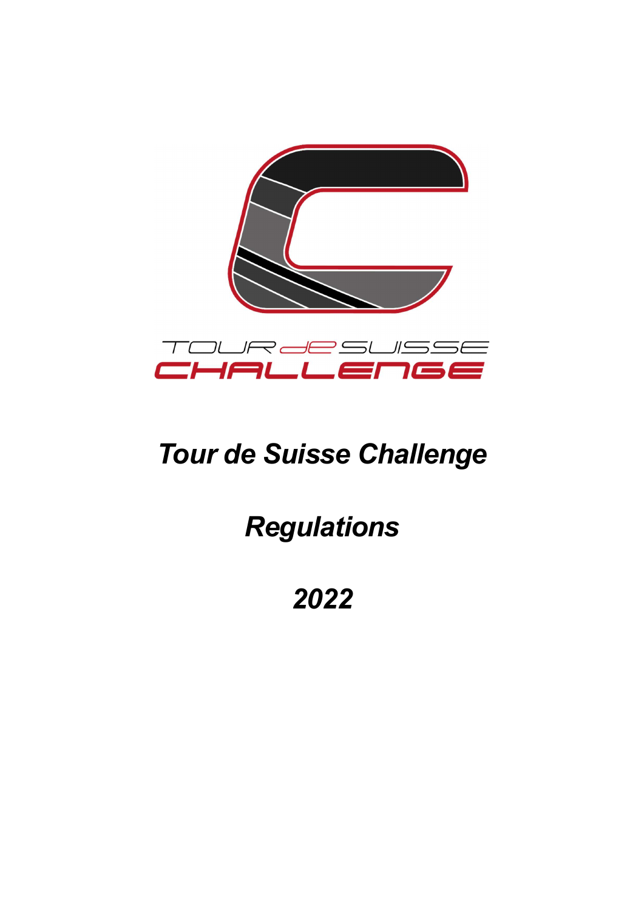# *Tour de Suisse Challenge*

## *Regulations*

## *2022*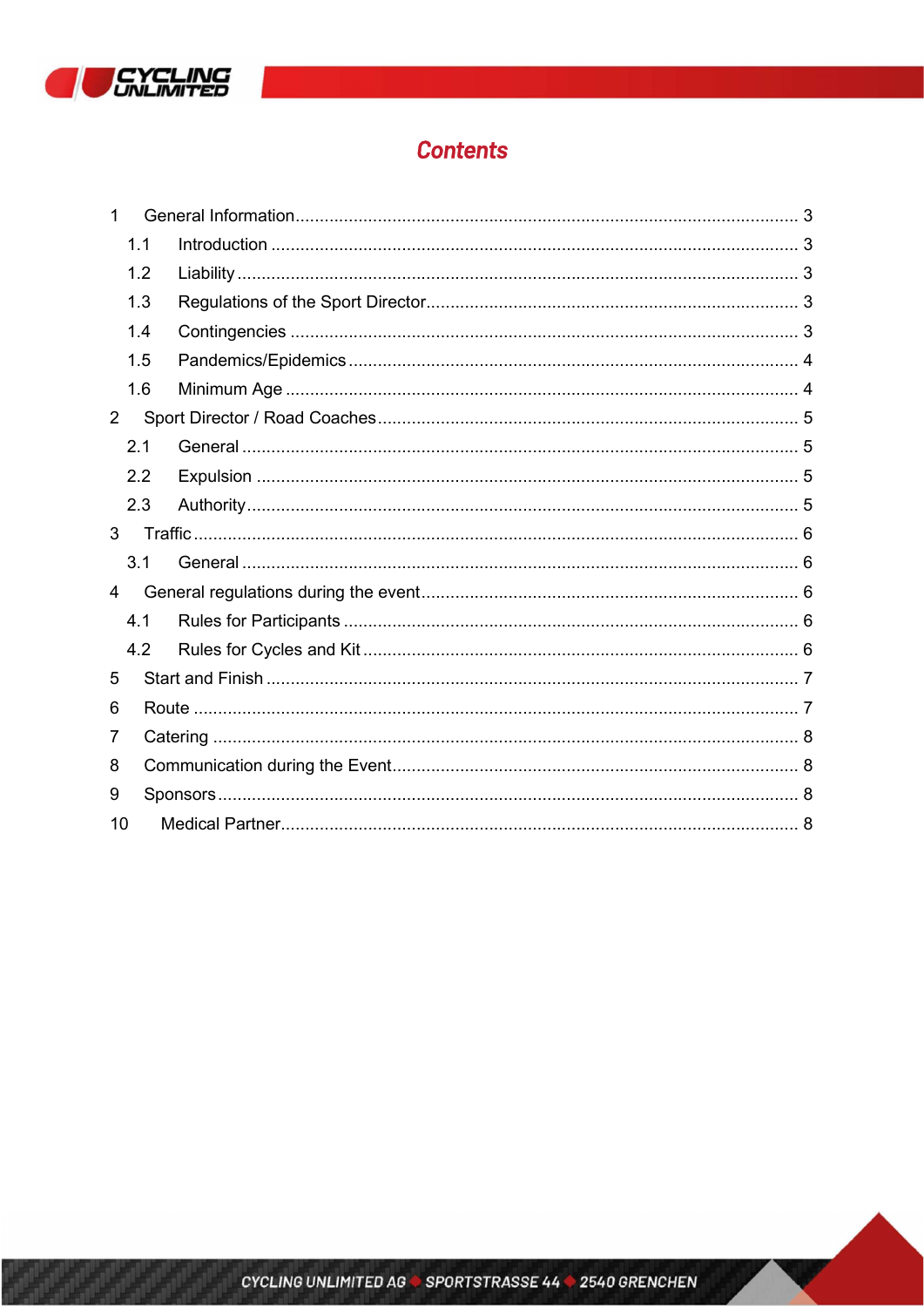# Contents

1 General Information ........................................................................................................ 3

  1.1 Introduction ............................................................................................................. 3

  1.2 Liability .................................................................................................................... 3

  1.3 Regulations of the Sport Director............................................................................. 3

  1.4 Contingencies .......................................................................................................... 3

  1.5 Pandemics/Epidemics .............................................................................................. 4

  1.6 Minimum Age ........................................................................................................... 4

2 Sport Director / Road Coaches ...................................................................................... 5

  2.1 General .................................................................................................................... 5

  2.2 Expulsion ................................................................................................................. 5

  2.3 Authority................................................................................................................... 5

3 Traffic ............................................................................................................................. 6

  3.1 General .................................................................................................................... 6

4 General regulations during the event .............................................................................. 6

  4.1 Rules for Participants ............................................................................................... 6

  4.2 Rules for Cycles and Kit ........................................................................................... 6

5 Start and Finish .............................................................................................................. 7

6 Route ............................................................................................................................. 7

7 Catering ......................................................................................................................... 8

8 Communication during the Event.................................................................................... 8

9 Sponsors........................................................................................................................ 8

10 Medical Partner............................................................................................................ 8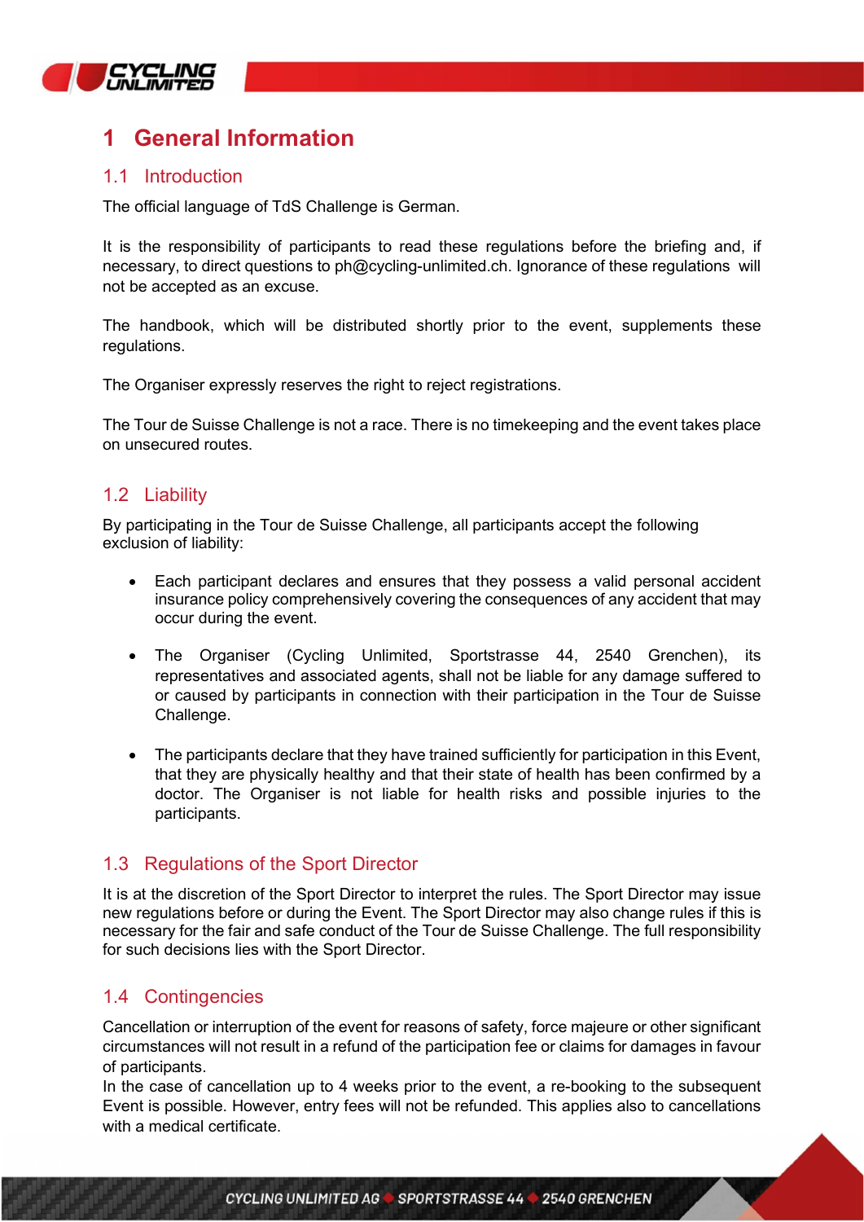# 1 General Information

## 1.1 Introduction

The official language of TdS Challenge is German.

It is the responsibility of participants to read these regulations before the briefing and, if necessary, to direct questions to ph@cycling-unlimited.ch. Ignorance of these regulations will not be accepted as an excuse.

The handbook, which will be distributed shortly prior to the event, supplements these regulations.

The Organiser expressly reserves the right to reject registrations.

The Tour de Suisse Challenge is not a race. There is no timekeeping and the event takes place on unsecured routes.

## 1.2 Liability

By participating in the Tour de Suisse Challenge, all participants accept the following exclusion of liability:

- Each participant declares and ensures that they possess a valid personal accident insurance policy comprehensively covering the consequences of any accident that may occur during the event.
- The Organiser (Cycling Unlimited, Sportstrasse 44, 2540 Grenchen), its representatives and associated agents, shall not be liable for any damage suffered to or caused by participants in connection with their participation in the Tour de Suisse Challenge.
- The participants declare that they have trained sufficiently for participation in this Event, that they are physically healthy and that their state of health has been confirmed by a doctor. The Organiser is not liable for health risks and possible injuries to the participants.

## 1.3 Regulations of the Sport Director

It is at the discretion of the Sport Director to interpret the rules. The Sport Director may issue new regulations before or during the Event. The Sport Director may also change rules if this is necessary for the fair and safe conduct of the Tour de Suisse Challenge. The full responsibility for such decisions lies with the Sport Director.

## 1.4 Contingencies

Cancellation or interruption of the event for reasons of safety, force majeure or other significant circumstances will not result in a refund of the participation fee or claims for damages in favour of participants.
In the case of cancellation up to 4 weeks prior to the event, a re-booking to the subsequent Event is possible. However, entry fees will not be refunded. This applies also to cancellations with a medical certificate.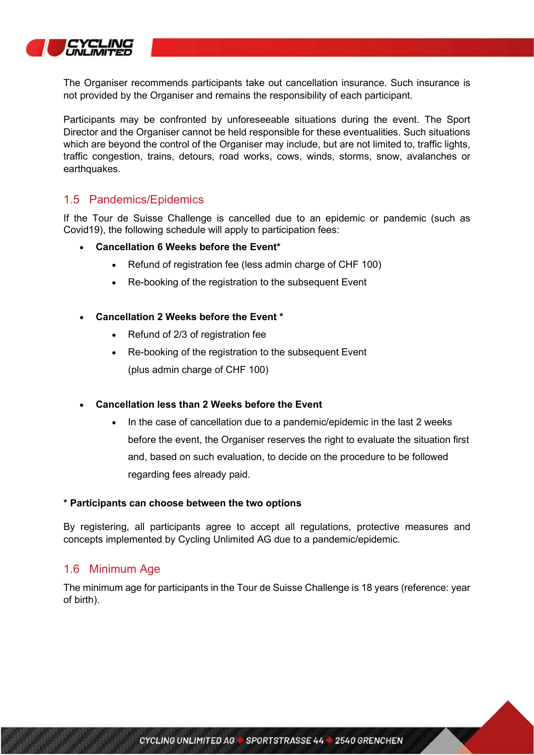The Organiser recommends participants take out cancellation insurance. Such insurance is not provided by the Organiser and remains the responsibility of each participant.

Participants may be confronted by unforeseeable situations during the event. The Sport Director and the Organiser cannot be held responsible for these eventualities. Such situations which are beyond the control of the Organiser may include, but are not limited to, traffic lights, traffic congestion, trains, detours, road works, cows, winds, storms, snow, avalanches or earthquakes.

## 1.5 Pandemics/Epidemics

If the Tour de Suisse Challenge is cancelled due to an epidemic or pandemic (such as Covid19), the following schedule will apply to participation fees:

- **Cancellation 6 Weeks before the Event***
  - Refund of registration fee (less admin charge of CHF 100)
  - Re-booking of the registration to the subsequent Event
- **Cancellation 2 Weeks before the Event ***
  - Refund of 2/3 of registration fee
  - Re-booking of the registration to the subsequent Event (plus admin charge of CHF 100)
- **Cancellation less than 2 Weeks before the Event**
  - In the case of cancellation due to a pandemic/epidemic in the last 2 weeks before the event, the Organiser reserves the right to evaluate the situation first and, based on such evaluation, to decide on the procedure to be followed regarding fees already paid.

**\* Participants can choose between the two options**

By registering, all participants agree to accept all regulations, protective measures and concepts implemented by Cycling Unlimited AG due to a pandemic/epidemic.

## 1.6 Minimum Age

The minimum age for participants in the Tour de Suisse Challenge is 18 years (reference: year of birth).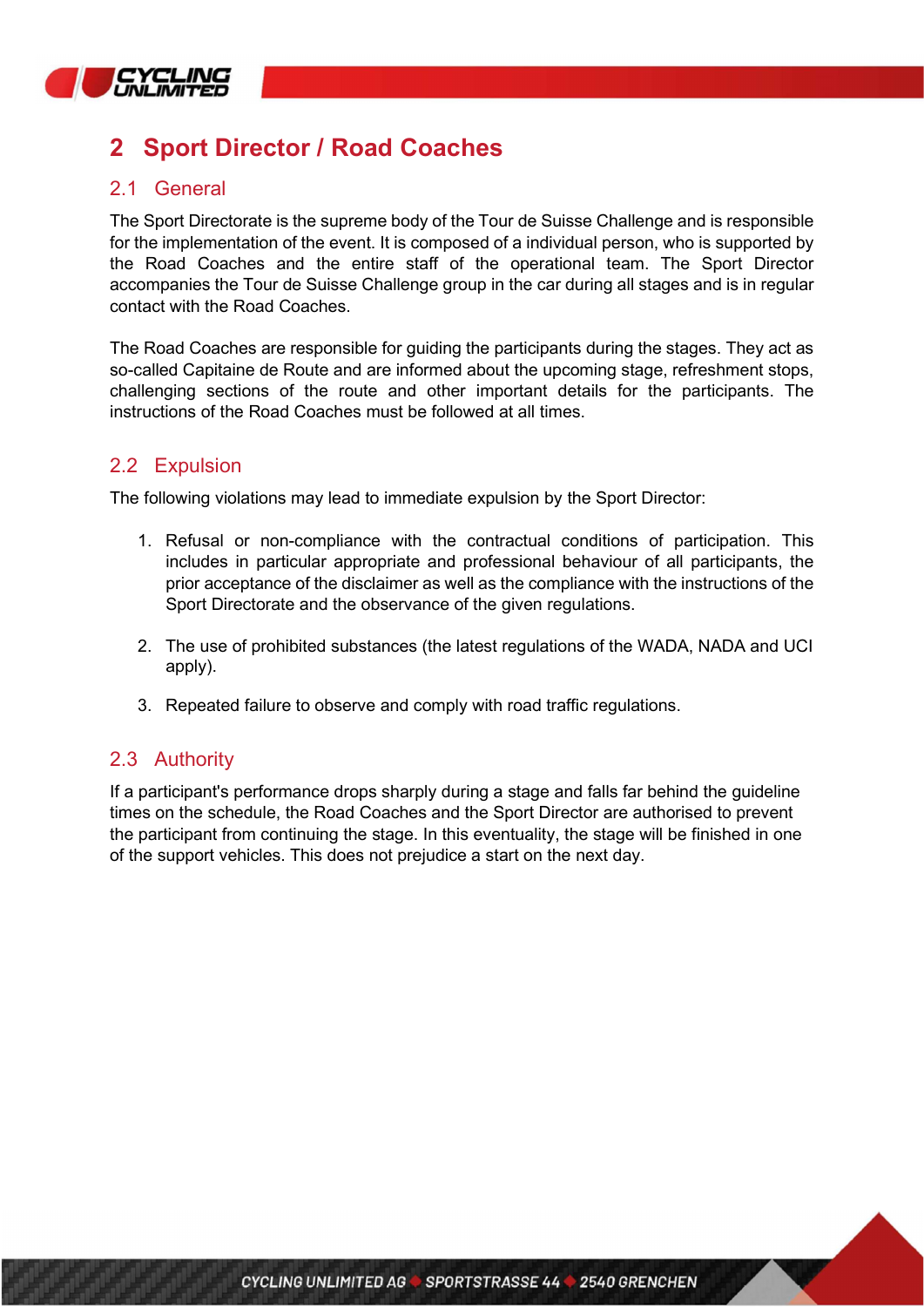# 2 Sport Director / Road Coaches

## 2.1 General

The Sport Directorate is the supreme body of the Tour de Suisse Challenge and is responsible for the implementation of the event. It is composed of a individual person, who is supported by the Road Coaches and the entire staff of the operational team. The Sport Director accompanies the Tour de Suisse Challenge group in the car during all stages and is in regular contact with the Road Coaches.

The Road Coaches are responsible for guiding the participants during the stages. They act as so-called Capitaine de Route and are informed about the upcoming stage, refreshment stops, challenging sections of the route and other important details for the participants. The instructions of the Road Coaches must be followed at all times.

## 2.2 Expulsion

The following violations may lead to immediate expulsion by the Sport Director:

1. Refusal or non-compliance with the contractual conditions of participation. This includes in particular appropriate and professional behaviour of all participants, the prior acceptance of the disclaimer as well as the compliance with the instructions of the Sport Directorate and the observance of the given regulations.

2. The use of prohibited substances (the latest regulations of the WADA, NADA and UCI apply).

3. Repeated failure to observe and comply with road traffic regulations.

## 2.3 Authority

If a participant's performance drops sharply during a stage and falls far behind the guideline times on the schedule, the Road Coaches and the Sport Director are authorised to prevent the participant from continuing the stage. In this eventuality, the stage will be finished in one of the support vehicles. This does not prejudice a start on the next day.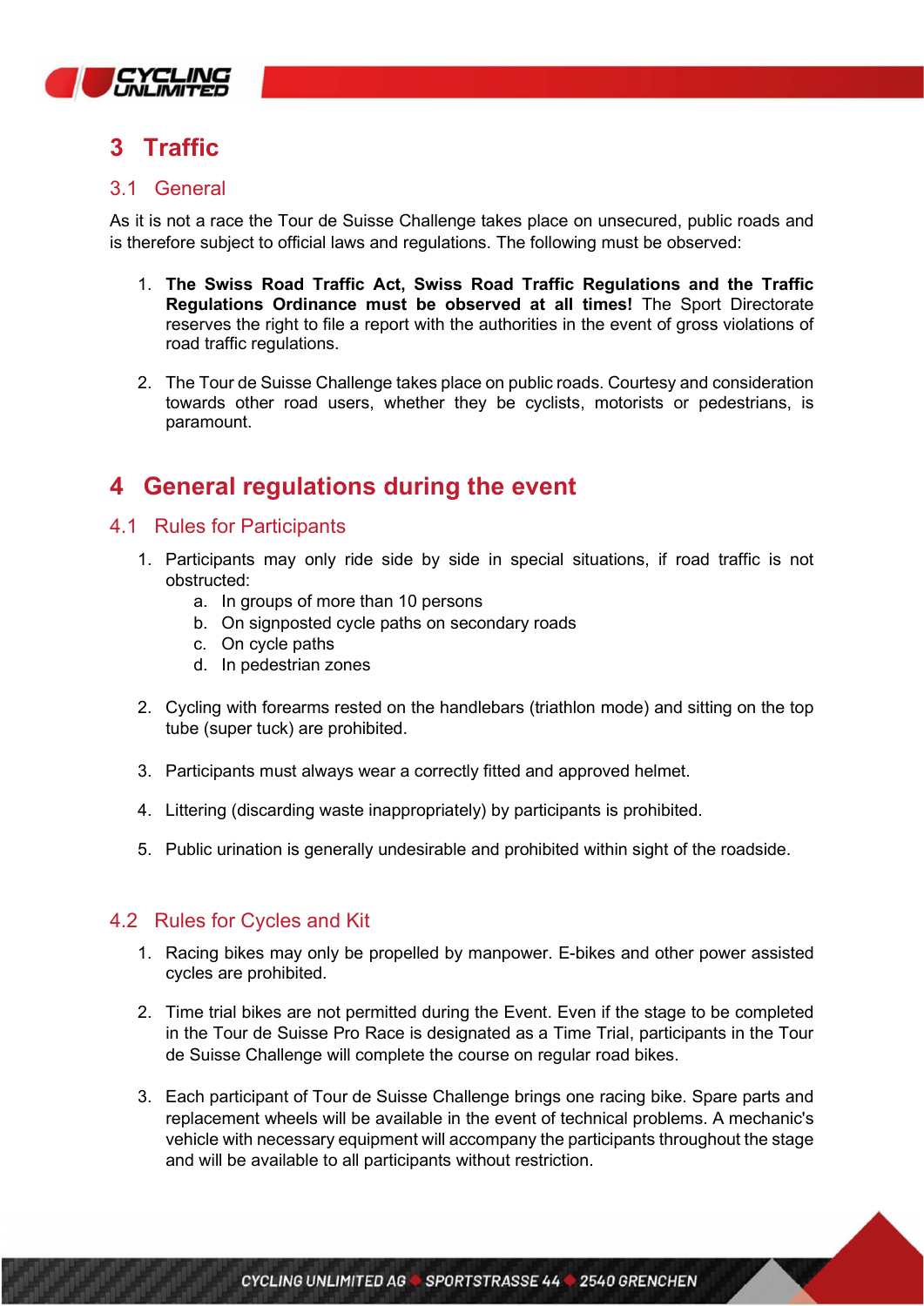# 3 Traffic

## 3.1 General

As it is not a race the Tour de Suisse Challenge takes place on unsecured, public roads and is therefore subject to official laws and regulations. The following must be observed:

1. **The Swiss Road Traffic Act, Swiss Road Traffic Regulations and the Traffic Regulations Ordinance must be observed at all times!** The Sport Directorate reserves the right to file a report with the authorities in the event of gross violations of road traffic regulations.

2. The Tour de Suisse Challenge takes place on public roads. Courtesy and consideration towards other road users, whether they be cyclists, motorists or pedestrians, is paramount.

# 4 General regulations during the event

## 4.1 Rules for Participants

1. Participants may only ride side by side in special situations, if road traffic is not obstructed:
   a. In groups of more than 10 persons
   b. On signposted cycle paths on secondary roads
   c. On cycle paths
   d. In pedestrian zones

2. Cycling with forearms rested on the handlebars (triathlon mode) and sitting on the top tube (super tuck) are prohibited.

3. Participants must always wear a correctly fitted and approved helmet.

4. Littering (discarding waste inappropriately) by participants is prohibited.

5. Public urination is generally undesirable and prohibited within sight of the roadside.

## 4.2 Rules for Cycles and Kit

1. Racing bikes may only be propelled by manpower. E-bikes and other power assisted cycles are prohibited.

2. Time trial bikes are not permitted during the Event. Even if the stage to be completed in the Tour de Suisse Pro Race is designated as a Time Trial, participants in the Tour de Suisse Challenge will complete the course on regular road bikes.

3. Each participant of Tour de Suisse Challenge brings one racing bike. Spare parts and replacement wheels will be available in the event of technical problems. A mechanic's vehicle with necessary equipment will accompany the participants throughout the stage and will be available to all participants without restriction.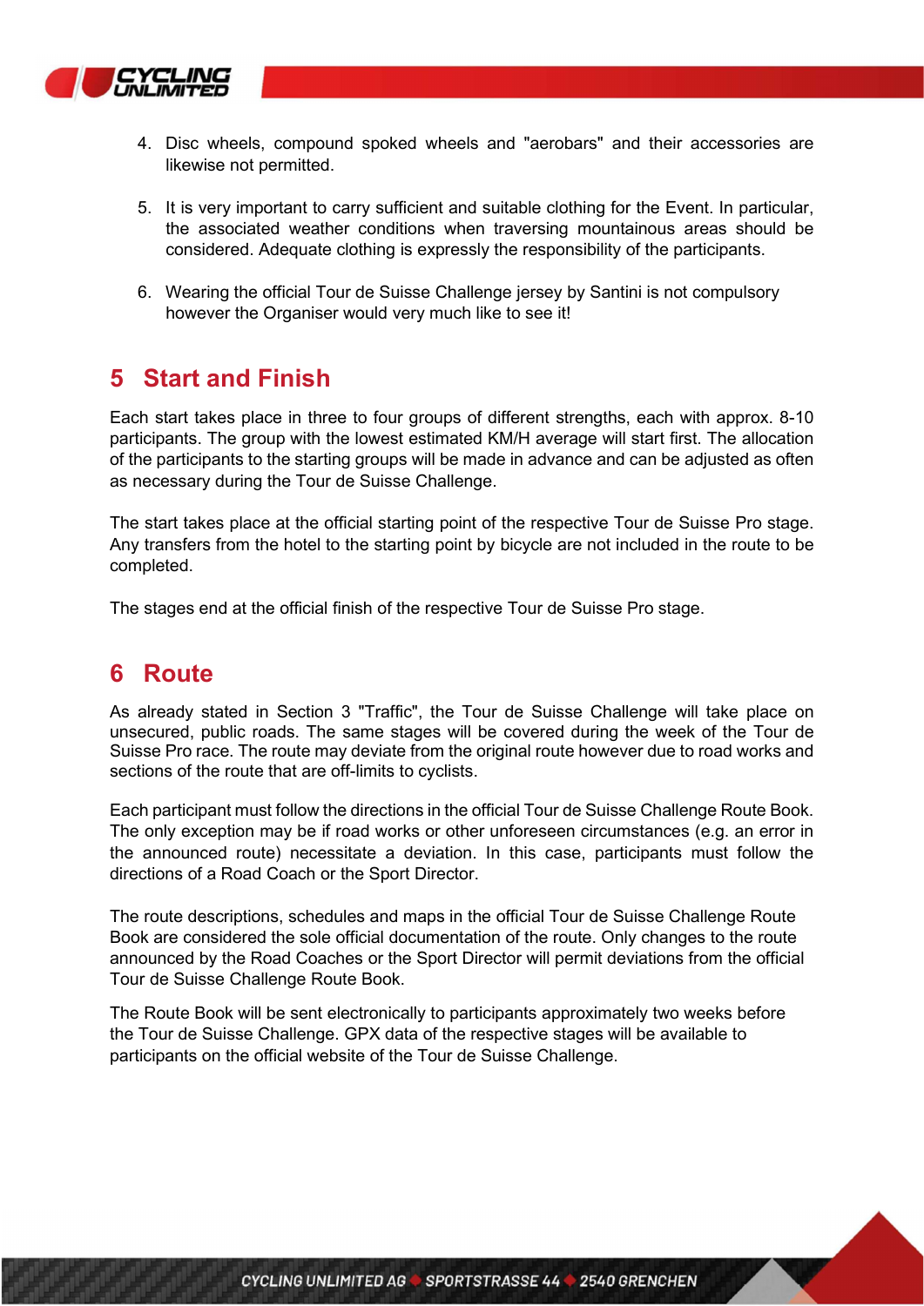4. Disc wheels, compound spoked wheels and "aerobars" and their accessories are likewise not permitted.

5. It is very important to carry sufficient and suitable clothing for the Event. In particular, the associated weather conditions when traversing mountainous areas should be considered. Adequate clothing is expressly the responsibility of the participants.

6. Wearing the official Tour de Suisse Challenge jersey by Santini is not compulsory however the Organiser would very much like to see it!

## 5 Start and Finish

Each start takes place in three to four groups of different strengths, each with approx. 8-10 participants. The group with the lowest estimated KM/H average will start first. The allocation of the participants to the starting groups will be made in advance and can be adjusted as often as necessary during the Tour de Suisse Challenge.

The start takes place at the official starting point of the respective Tour de Suisse Pro stage. Any transfers from the hotel to the starting point by bicycle are not included in the route to be completed.

The stages end at the official finish of the respective Tour de Suisse Pro stage.

## 6 Route

As already stated in Section 3 "Traffic", the Tour de Suisse Challenge will take place on unsecured, public roads. The same stages will be covered during the week of the Tour de Suisse Pro race. The route may deviate from the original route however due to road works and sections of the route that are off-limits to cyclists.

Each participant must follow the directions in the official Tour de Suisse Challenge Route Book. The only exception may be if road works or other unforeseen circumstances (e.g. an error in the announced route) necessitate a deviation. In this case, participants must follow the directions of a Road Coach or the Sport Director.

The route descriptions, schedules and maps in the official Tour de Suisse Challenge Route Book are considered the sole official documentation of the route. Only changes to the route announced by the Road Coaches or the Sport Director will permit deviations from the official Tour de Suisse Challenge Route Book.

The Route Book will be sent electronically to participants approximately two weeks before the Tour de Suisse Challenge. GPX data of the respective stages will be available to participants on the official website of the Tour de Suisse Challenge.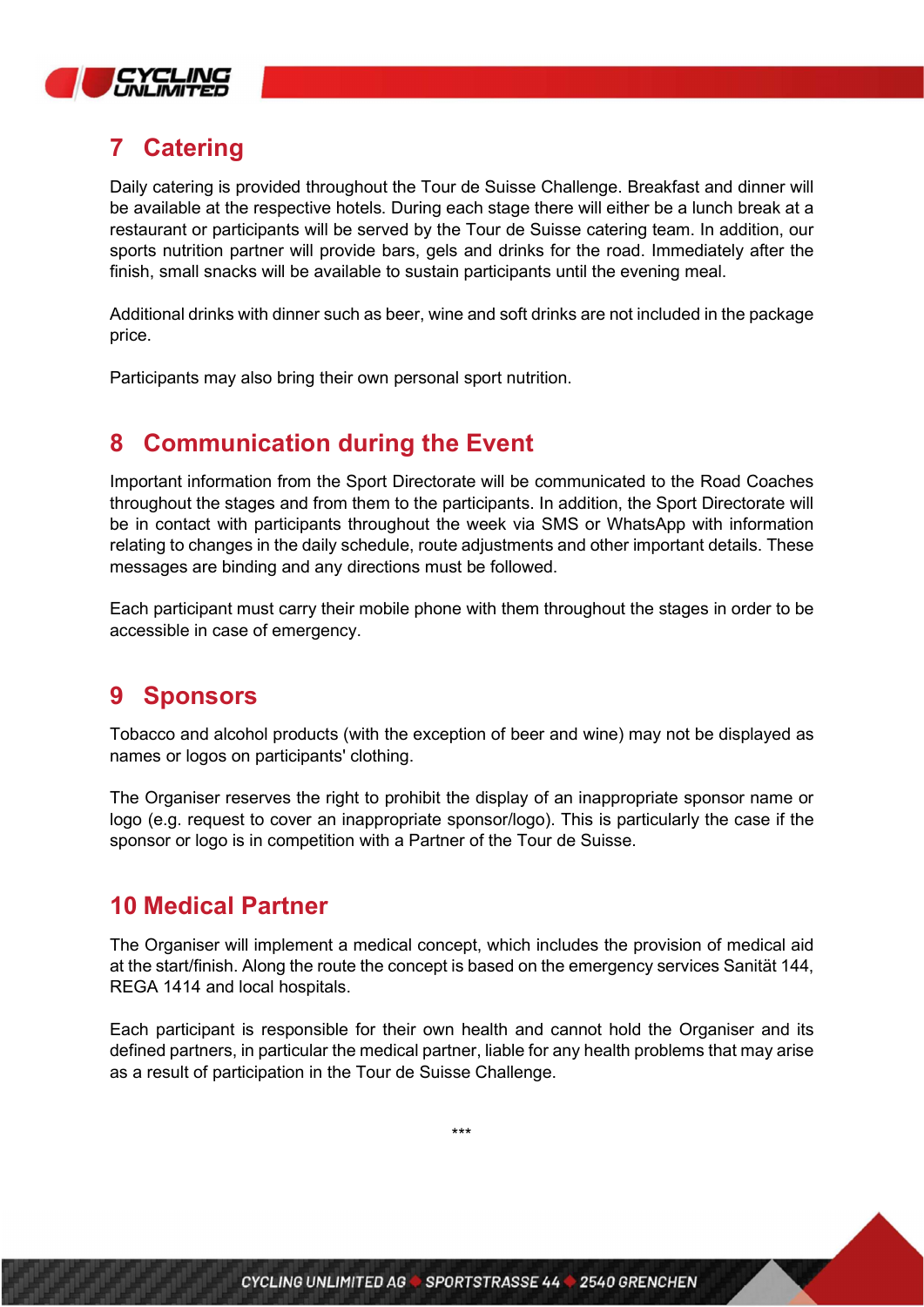## 7 Catering

Daily catering is provided throughout the Tour de Suisse Challenge. Breakfast and dinner will be available at the respective hotels. During each stage there will either be a lunch break at a restaurant or participants will be served by the Tour de Suisse catering team. In addition, our sports nutrition partner will provide bars, gels and drinks for the road. Immediately after the finish, small snacks will be available to sustain participants until the evening meal.

Additional drinks with dinner such as beer, wine and soft drinks are not included in the package price.

Participants may also bring their own personal sport nutrition.

## 8 Communication during the Event

Important information from the Sport Directorate will be communicated to the Road Coaches throughout the stages and from them to the participants. In addition, the Sport Directorate will be in contact with participants throughout the week via SMS or WhatsApp with information relating to changes in the daily schedule, route adjustments and other important details. These messages are binding and any directions must be followed.

Each participant must carry their mobile phone with them throughout the stages in order to be accessible in case of emergency.

## 9 Sponsors

Tobacco and alcohol products (with the exception of beer and wine) may not be displayed as names or logos on participants' clothing.

The Organiser reserves the right to prohibit the display of an inappropriate sponsor name or logo (e.g. request to cover an inappropriate sponsor/logo). This is particularly the case if the sponsor or logo is in competition with a Partner of the Tour de Suisse.

## 10 Medical Partner

The Organiser will implement a medical concept, which includes the provision of medical aid at the start/finish. Along the route the concept is based on the emergency services Sanität 144, REGA 1414 and local hospitals.

Each participant is responsible for their own health and cannot hold the Organiser and its defined partners, in particular the medical partner, liable for any health problems that may arise as a result of participation in the Tour de Suisse Challenge.

***